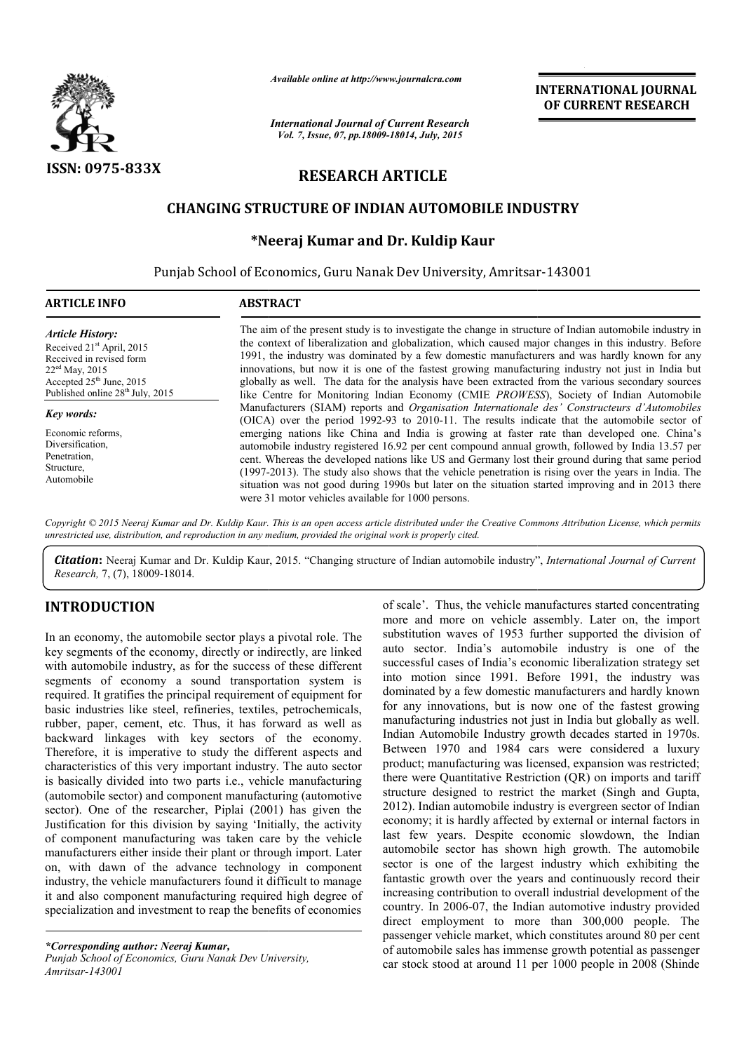ISSN: 0975-833X

*Available online at http://www.journalcra.com*

*International Journal of Current Research*
*Vol. 7, Issue, 07, pp.18009-18014, July, 2015*

**INTERNATIONAL JOURNAL OF CURRENT RESEARCH**

## RESEARCH ARTICLE

# CHANGING STRUCTURE OF INDIAN AUTOMOBILE INDUSTRY

**\*Neeraj Kumar and Dr. Kuldip Kaur**

Punjab School of Economics, Guru Nanak Dev University, Amritsar-143001

**ARTICLE INFO**

*Article History:*

Received 21st April, 2015
Received in revised form
22nd May, 2015
Accepted 25th June, 2015
Published online 28th July, 2015

*Key words:*

Economic reforms,
Diversification,
Penetration,
Structure,
Automobile

**ABSTRACT**

The aim of the present study is to investigate the change in structure of Indian automobile industry in the context of liberalization and globalization, which caused major changes in this industry. Before 1991, the industry was dominated by a few domestic manufacturers and was hardly known for any innovations, but now it is one of the fastest growing manufacturing industry not just in India but globally as well. The data for the analysis have been extracted from the various secondary sources like Centre for Monitoring Indian Economy (CMIE *PROWESS*), Society of Indian Automobile Manufacturers (SIAM) reports and *Organisation Internationale des' Constructeurs d'Automobiles* (OICA) over the period 1992-93 to 2010-11. The results indicate that the automobile sector of emerging nations like China and India is growing at faster rate than developed one. China's automobile industry registered 16.92 per cent compound annual growth, followed by India 13.57 per cent. Whereas the developed nations like US and Germany lost their ground during that same period (1997-2013). The study also shows that the vehicle penetration is rising over the years in India. The situation was not good during 1990s but later on the situation started improving and in 2013 there were 31 motor vehicles available for 1000 persons.

*Copyright © 2015 Neeraj Kumar and Dr. Kuldip Kaur. This is an open access article distributed under the Creative Commons Attribution License, which permits unrestricted use, distribution, and reproduction in any medium, provided the original work is properly cited.*

***Citation:*** Neeraj Kumar and Dr. Kuldip Kaur, 2015. "Changing structure of Indian automobile industry", *International Journal of Current Research,* 7, (7), 18009-18014.

## INTRODUCTION

In an economy, the automobile sector plays a pivotal role. The key segments of the economy, directly or indirectly, are linked with automobile industry, as for the success of these different segments of economy a sound transportation system is required. It gratifies the principal requirement of equipment for basic industries like steel, refineries, textiles, petrochemicals, rubber, paper, cement, etc. Thus, it has forward as well as backward linkages with key sectors of the economy. Therefore, it is imperative to study the different aspects and characteristics of this very important industry. The auto sector is basically divided into two parts i.e., vehicle manufacturing (automobile sector) and component manufacturing (automotive sector). One of the researcher, Piplai (2001) has given the Justification for this division by saying 'Initially, the activity of component manufacturing was taken care by the vehicle manufacturers either inside their plant or through import. Later on, with dawn of the advance technology in component industry, the vehicle manufacturers found it difficult to manage it and also component manufacturing required high degree of specialization and investment to reap the benefits of economies of scale'. Thus, the vehicle manufactures started concentrating more and more on vehicle assembly. Later on, the import substitution waves of 1953 further supported the division of auto sector. India's automobile industry is one of the successful cases of India's economic liberalization strategy set into motion since 1991. Before 1991, the industry was dominated by a few domestic manufacturers and hardly known for any innovations, but is now one of the fastest growing manufacturing industries not just in India but globally as well. Indian Automobile Industry growth decades started in 1970s. Between 1970 and 1984 cars were considered a luxury product; manufacturing was licensed, expansion was restricted; there were Quantitative Restriction (QR) on imports and tariff structure designed to restrict the market (Singh and Gupta, 2012). Indian automobile industry is evergreen sector of Indian economy; it is hardly affected by external or internal factors in last few years. Despite economic slowdown, the Indian automobile sector has shown high growth. The automobile sector is one of the largest industry which exhibiting the fantastic growth over the years and continuously record their increasing contribution to overall industrial development of the country. In 2006-07, the Indian automotive industry provided direct employment to more than 300,000 people. The passenger vehicle market, which constitutes around 80 per cent of automobile sales has immense growth potential as passenger car stock stood at around 11 per 1000 people in 2008 (Shinde

*\*Corresponding author: Neeraj Kumar,*
*Punjab School of Economics, Guru Nanak Dev University, Amritsar-143001*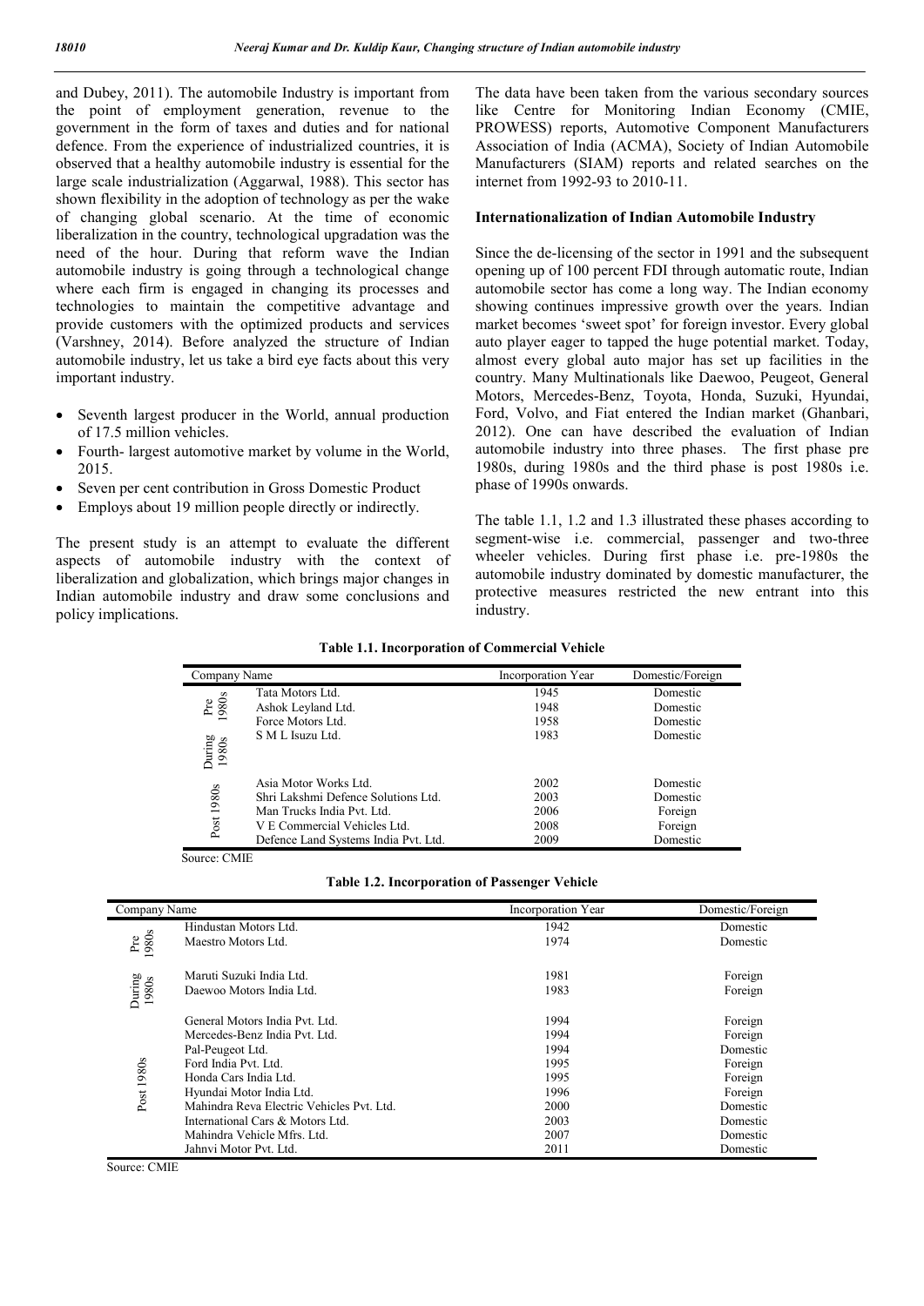and Dubey, 2011). The automobile Industry is important from the point of employment generation, revenue to the government in the form of taxes and duties and for national defence. From the experience of industrialized countries, it is observed that a healthy automobile industry is essential for the large scale industrialization (Aggarwal, 1988). This sector has shown flexibility in the adoption of technology as per the wake of changing global scenario. At the time of economic liberalization in the country, technological upgradation was the need of the hour. During that reform wave the Indian automobile industry is going through a technological change where each firm is engaged in changing its processes and technologies to maintain the competitive advantage and provide customers with the optimized products and services (Varshney, 2014). Before analyzed the structure of Indian automobile industry, let us take a bird eye facts about this very important industry.

- Seventh largest producer in the World, annual production of 17.5 million vehicles.
- Fourth- largest automotive market by volume in the World, 2015.
- Seven per cent contribution in Gross Domestic Product
- Employs about 19 million people directly or indirectly.

The present study is an attempt to evaluate the different aspects of automobile industry with the context of liberalization and globalization, which brings major changes in Indian automobile industry and draw some conclusions and policy implications.

The data have been taken from the various secondary sources like Centre for Monitoring Indian Economy (CMIE, PROWESS) reports, Automotive Component Manufacturers Association of India (ACMA), Society of Indian Automobile Manufacturers (SIAM) reports and related searches on the internet from 1992-93 to 2010-11.

**Internationalization of Indian Automobile Industry**

Since the de-licensing of the sector in 1991 and the subsequent opening up of 100 percent FDI through automatic route, Indian automobile sector has come a long way. The Indian economy showing continues impressive growth over the years. Indian market becomes 'sweet spot' for foreign investor. Every global auto player eager to tapped the huge potential market. Today, almost every global auto major has set up facilities in the country. Many Multinationals like Daewoo, Peugeot, General Motors, Mercedes-Benz, Toyota, Honda, Suzuki, Hyundai, Ford, Volvo, and Fiat entered the Indian market (Ghanbari, 2012). One can have described the evaluation of Indian automobile industry into three phases. The first phase pre 1980s, during 1980s and the third phase is post 1980s i.e. phase of 1990s onwards.

The table 1.1, 1.2 and 1.3 illustrated these phases according to segment-wise i.e. commercial, passenger and two-three wheeler vehicles. During first phase i.e. pre-1980s the automobile industry dominated by domestic manufacturer, the protective measures restricted the new entrant into this industry.

**Table 1.1. Incorporation of Commercial Vehicle**

| Company Name | | Incorporation Year | Domestic/Foreign |
|---|---|---|---|
| Pre 1980s | Tata Motors Ltd. | 1945 | Domestic |
| | Ashok Leyland Ltd. | 1948 | Domestic |
| | Force Motors Ltd. | 1958 | Domestic |
| During 1980s | S M L Isuzu Ltd. | 1983 | Domestic |
| Post 1980s | Asia Motor Works Ltd. | 2002 | Domestic |
| | Shri Lakshmi Defence Solutions Ltd. | 2003 | Domestic |
| | Man Trucks India Pvt. Ltd. | 2006 | Foreign |
| | V E Commercial Vehicles Ltd. | 2008 | Foreign |
| | Defence Land Systems India Pvt. Ltd. | 2009 | Domestic |

Source: CMIE

**Table 1.2. Incorporation of Passenger Vehicle**

| Company Name | | Incorporation Year | Domestic/Foreign |
|---|---|---|---|
| Pre 1980s | Hindustan Motors Ltd. | 1942 | Domestic |
| | Maestro Motors Ltd. | 1974 | Domestic |
| During 1980s | Maruti Suzuki India Ltd. | 1981 | Foreign |
| | Daewoo Motors India Ltd. | 1983 | Foreign |
| Post 1980s | General Motors India Pvt. Ltd. | 1994 | Foreign |
| | Mercedes-Benz India Pvt. Ltd. | 1994 | Foreign |
| | Pal-Peugeot Ltd. | 1994 | Domestic |
| | Ford India Pvt. Ltd. | 1995 | Foreign |
| | Honda Cars India Ltd. | 1995 | Foreign |
| | Hyundai Motor India Ltd. | 1996 | Foreign |
| | Mahindra Reva Electric Vehicles Pvt. Ltd. | 2000 | Domestic |
| | International Cars & Motors Ltd. | 2003 | Domestic |
| | Mahindra Vehicle Mfrs. Ltd. | 2007 | Domestic |
| | Jahnvi Motor Pvt. Ltd. | 2011 | Domestic |

Source: CMIE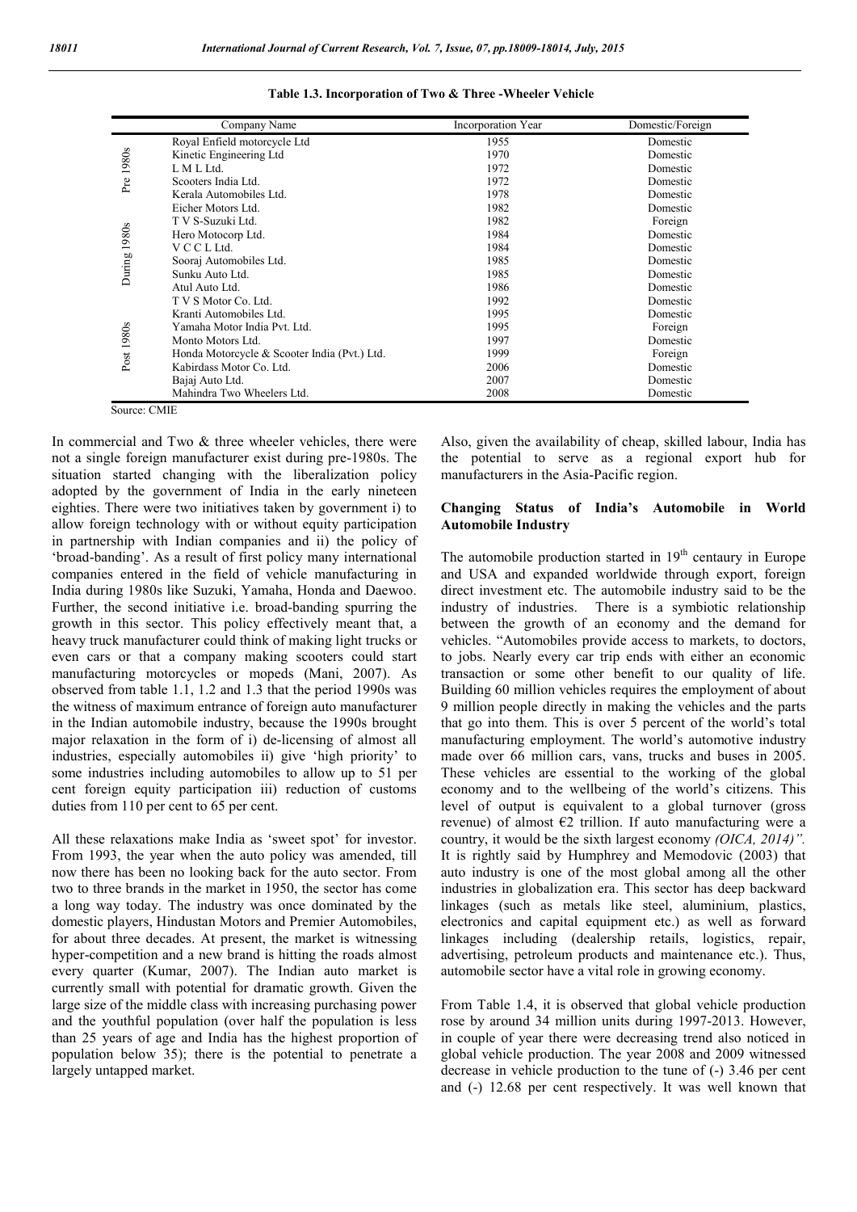**Table 1.3. Incorporation of Two & Three -Wheeler Vehicle**

| | Company Name | Incorporation Year | Domestic/Foreign |
|---|---|---|---|
| Pre 1980s | Royal Enfield motorcycle Ltd | 1955 | Domestic |
| | Kinetic Engineering Ltd | 1970 | Domestic |
| | L M L Ltd. | 1972 | Domestic |
| | Scooters India Ltd. | 1972 | Domestic |
| | Kerala Automobiles Ltd. | 1978 | Domestic |
| During 1980s | Eicher Motors Ltd. | 1982 | Domestic |
| | T V S-Suzuki Ltd. | 1982 | Foreign |
| | Hero Motocorp Ltd. | 1984 | Domestic |
| | V C C L Ltd. | 1984 | Domestic |
| | Sooraj Automobiles Ltd. | 1985 | Domestic |
| | Sunku Auto Ltd. | 1985 | Domestic |
| | Atul Auto Ltd. | 1986 | Domestic |
| Post 1980s | T V S Motor Co. Ltd. | 1992 | Domestic |
| | Kranti Automobiles Ltd. | 1995 | Domestic |
| | Yamaha Motor India Pvt. Ltd. | 1995 | Foreign |
| | Monto Motors Ltd. | 1997 | Domestic |
| | Honda Motorcycle & Scooter India (Pvt.) Ltd. | 1999 | Foreign |
| | Kabirdass Motor Co. Ltd. | 2006 | Domestic |
| | Bajaj Auto Ltd. | 2007 | Domestic |
| | Mahindra Two Wheelers Ltd. | 2008 | Domestic |

Source: CMIE

In commercial and Two & three wheeler vehicles, there were not a single foreign manufacturer exist during pre-1980s. The situation started changing with the liberalization policy adopted by the government of India in the early nineteen eighties. There were two initiatives taken by government i) to allow foreign technology with or without equity participation in partnership with Indian companies and ii) the policy of 'broad-banding'. As a result of first policy many international companies entered in the field of vehicle manufacturing in India during 1980s like Suzuki, Yamaha, Honda and Daewoo. Further, the second initiative i.e. broad-banding spurring the growth in this sector. This policy effectively meant that, a heavy truck manufacturer could think of making light trucks or even cars or that a company making scooters could start manufacturing motorcycles or mopeds (Mani, 2007). As observed from table 1.1, 1.2 and 1.3 that the period 1990s was the witness of maximum entrance of foreign auto manufacturer in the Indian automobile industry, because the 1990s brought major relaxation in the form of i) de-licensing of almost all industries, especially automobiles ii) give 'high priority' to some industries including automobiles to allow up to 51 per cent foreign equity participation iii) reduction of customs duties from 110 per cent to 65 per cent.

All these relaxations make India as 'sweet spot' for investor. From 1993, the year when the auto policy was amended, till now there has been no looking back for the auto sector. From two to three brands in the market in 1950, the sector has come a long way today. The industry was once dominated by the domestic players, Hindustan Motors and Premier Automobiles, for about three decades. At present, the market is witnessing hyper-competition and a new brand is hitting the roads almost every quarter (Kumar, 2007). The Indian auto market is currently small with potential for dramatic growth. Given the large size of the middle class with increasing purchasing power and the youthful population (over half the population is less than 25 years of age and India has the highest proportion of population below 35); there is the potential to penetrate a largely untapped market.

Also, given the availability of cheap, skilled labour, India has the potential to serve as a regional export hub for manufacturers in the Asia-Pacific region.

## Changing Status of India's Automobile in World Automobile Industry

The automobile production started in 19th centaury in Europe and USA and expanded worldwide through export, foreign direct investment etc. The automobile industry said to be the industry of industries. There is a symbiotic relationship between the growth of an economy and the demand for vehicles. "Automobiles provide access to markets, to doctors, to jobs. Nearly every car trip ends with either an economic transaction or some other benefit to our quality of life. Building 60 million vehicles requires the employment of about 9 million people directly in making the vehicles and the parts that go into them. This is over 5 percent of the world's total manufacturing employment. The world's automotive industry made over 66 million cars, vans, trucks and buses in 2005. These vehicles are essential to the working of the global economy and to the wellbeing of the world's citizens. This level of output is equivalent to a global turnover (gross revenue) of almost €2 trillion. If auto manufacturing were a country, it would be the sixth largest economy *(OICA, 2014)".* It is rightly said by Humphrey and Memodovic (2003) that auto industry is one of the most global among all the other industries in globalization era. This sector has deep backward linkages (such as metals like steel, aluminium, plastics, electronics and capital equipment etc.) as well as forward linkages including (dealership retails, logistics, repair, advertising, petroleum products and maintenance etc.). Thus, automobile sector have a vital role in growing economy.

From Table 1.4, it is observed that global vehicle production rose by around 34 million units during 1997-2013. However, in couple of year there were decreasing trend also noticed in global vehicle production. The year 2008 and 2009 witnessed decrease in vehicle production to the tune of (-) 3.46 per cent and (-) 12.68 per cent respectively. It was well known that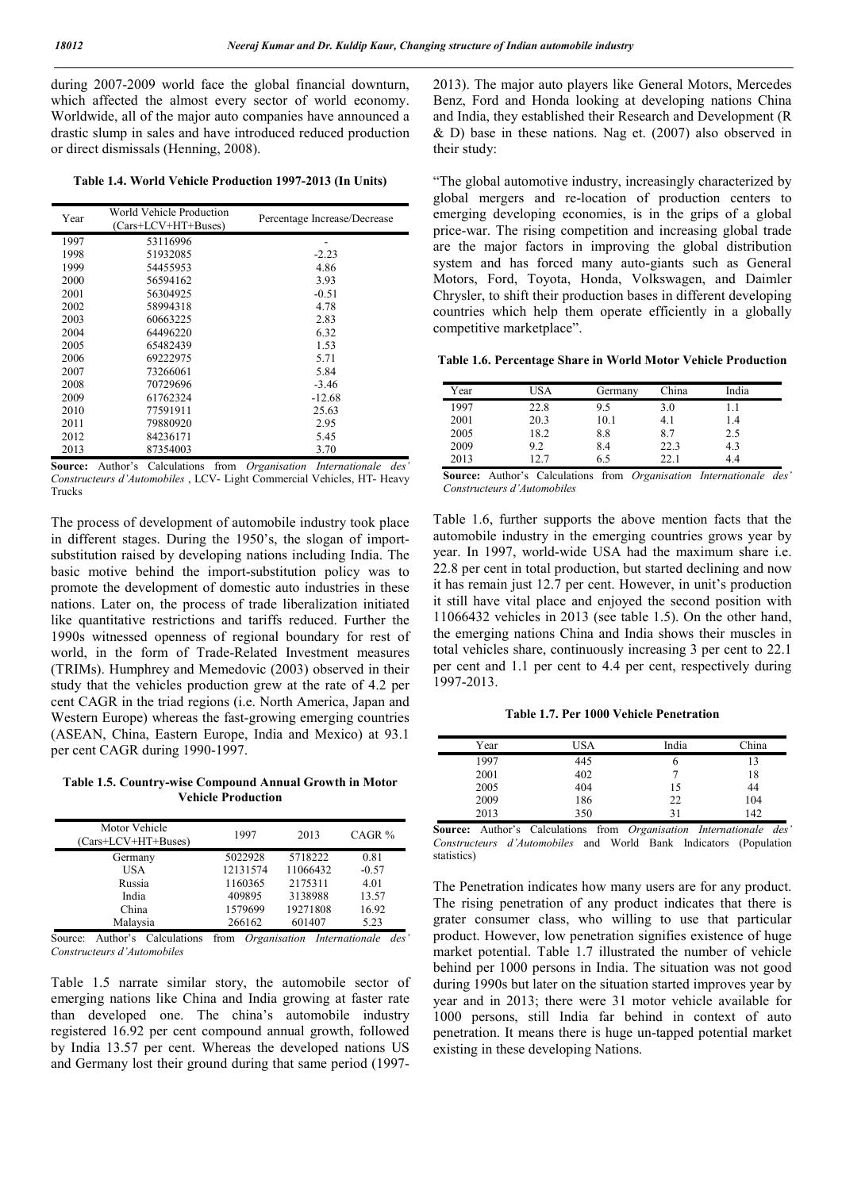during 2007-2009 world face the global financial downturn, which affected the almost every sector of world economy. Worldwide, all of the major auto companies have announced a drastic slump in sales and have introduced reduced production or direct dismissals (Henning, 2008).

**Table 1.4. World Vehicle Production 1997-2013 (In Units)**

| Year | World Vehicle Production (Cars+LCV+HT+Buses) | Percentage Increase/Decrease |
|---|---|---|
| 1997 | 53116996 | - |
| 1998 | 51932085 | -2.23 |
| 1999 | 54455953 | 4.86 |
| 2000 | 56594162 | 3.93 |
| 2001 | 56304925 | -0.51 |
| 2002 | 58994318 | 4.78 |
| 2003 | 60663225 | 2.83 |
| 2004 | 64496220 | 6.32 |
| 2005 | 65482439 | 1.53 |
| 2006 | 69222975 | 5.71 |
| 2007 | 73266061 | 5.84 |
| 2008 | 70729696 | -3.46 |
| 2009 | 61762324 | -12.68 |
| 2010 | 77591911 | 25.63 |
| 2011 | 79880920 | 2.95 |
| 2012 | 84236171 | 5.45 |
| 2013 | 87354003 | 3.70 |

**Source:** Author's Calculations from *Organisation Internationale des' Constructeurs d'Automobiles* , LCV- Light Commercial Vehicles, HT- Heavy Trucks

The process of development of automobile industry took place in different stages. During the 1950's, the slogan of import-substitution raised by developing nations including India. The basic motive behind the import-substitution policy was to promote the development of domestic auto industries in these nations. Later on, the process of trade liberalization initiated like quantitative restrictions and tariffs reduced. Further the 1990s witnessed openness of regional boundary for rest of world, in the form of Trade-Related Investment measures (TRIMs). Humphrey and Memedovic (2003) observed in their study that the vehicles production grew at the rate of 4.2 per cent CAGR in the triad regions (i.e. North America, Japan and Western Europe) whereas the fast-growing emerging countries (ASEAN, China, Eastern Europe, India and Mexico) at 93.1 per cent CAGR during 1990-1997.

**Table 1.5. Country-wise Compound Annual Growth in Motor Vehicle Production**

| Motor Vehicle (Cars+LCV+HT+Buses) | 1997 | 2013 | CAGR % |
|---|---|---|---|
| Germany | 5022928 | 5718222 | 0.81 |
| USA | 12131574 | 11066432 | -0.57 |
| Russia | 1160365 | 2175311 | 4.01 |
| India | 409895 | 3138988 | 13.57 |
| China | 1579699 | 19271808 | 16.92 |
| Malaysia | 266162 | 601407 | 5.23 |

Source: Author's Calculations from *Organisation Internationale des' Constructeurs d'Automobiles*

Table 1.5 narrate similar story, the automobile sector of emerging nations like China and India growing at faster rate than developed one. The china's automobile industry registered 16.92 per cent compound annual growth, followed by India 13.57 per cent. Whereas the developed nations US and Germany lost their ground during that same period (1997-2013). The major auto players like General Motors, Mercedes Benz, Ford and Honda looking at developing nations China and India, they established their Research and Development (R & D) base in these nations. Nag et. (2007) also observed in their study:

"The global automotive industry, increasingly characterized by global mergers and re-location of production centers to emerging developing economies, is in the grips of a global price-war. The rising competition and increasing global trade are the major factors in improving the global distribution system and has forced many auto-giants such as General Motors, Ford, Toyota, Honda, Volkswagen, and Daimler Chrysler, to shift their production bases in different developing countries which help them operate efficiently in a globally competitive marketplace".

**Table 1.6. Percentage Share in World Motor Vehicle Production**

| Year | USA | Germany | China | India |
|---|---|---|---|---|
| 1997 | 22.8 | 9.5 | 3.0 | 1.1 |
| 2001 | 20.3 | 10.1 | 4.1 | 1.4 |
| 2005 | 18.2 | 8.8 | 8.7 | 2.5 |
| 2009 | 9.2 | 8.4 | 22.3 | 4.3 |
| 2013 | 12.7 | 6.5 | 22.1 | 4.4 |

**Source:** Author's Calculations from *Organisation Internationale des' Constructeurs d'Automobiles*

Table 1.6, further supports the above mention facts that the automobile industry in the emerging countries grows year by year. In 1997, world-wide USA had the maximum share i.e. 22.8 per cent in total production, but started declining and now it has remain just 12.7 per cent. However, in unit's production it still have vital place and enjoyed the second position with 11066432 vehicles in 2013 (see table 1.5). On the other hand, the emerging nations China and India shows their muscles in total vehicles share, continuously increasing 3 per cent to 22.1 per cent and 1.1 per cent to 4.4 per cent, respectively during 1997-2013.

**Table 1.7. Per 1000 Vehicle Penetration**

| Year | USA | India | China |
|---|---|---|---|
| 1997 | 445 | 6 | 13 |
| 2001 | 402 | 7 | 18 |
| 2005 | 404 | 15 | 44 |
| 2009 | 186 | 22 | 104 |
| 2013 | 350 | 31 | 142 |

**Source:** Author's Calculations from *Organisation Internationale des' Constructeurs d'Automobiles* and World Bank Indicators (Population statistics)

The Penetration indicates how many users are for any product. The rising penetration of any product indicates that there is grater consumer class, who willing to use that particular product. However, low penetration signifies existence of huge market potential. Table 1.7 illustrated the number of vehicle behind per 1000 persons in India. The situation was not good during 1990s but later on the situation started improves year by year and in 2013; there were 31 motor vehicle available for 1000 persons, still India far behind in context of auto penetration. It means there is huge un-tapped potential market existing in these developing Nations.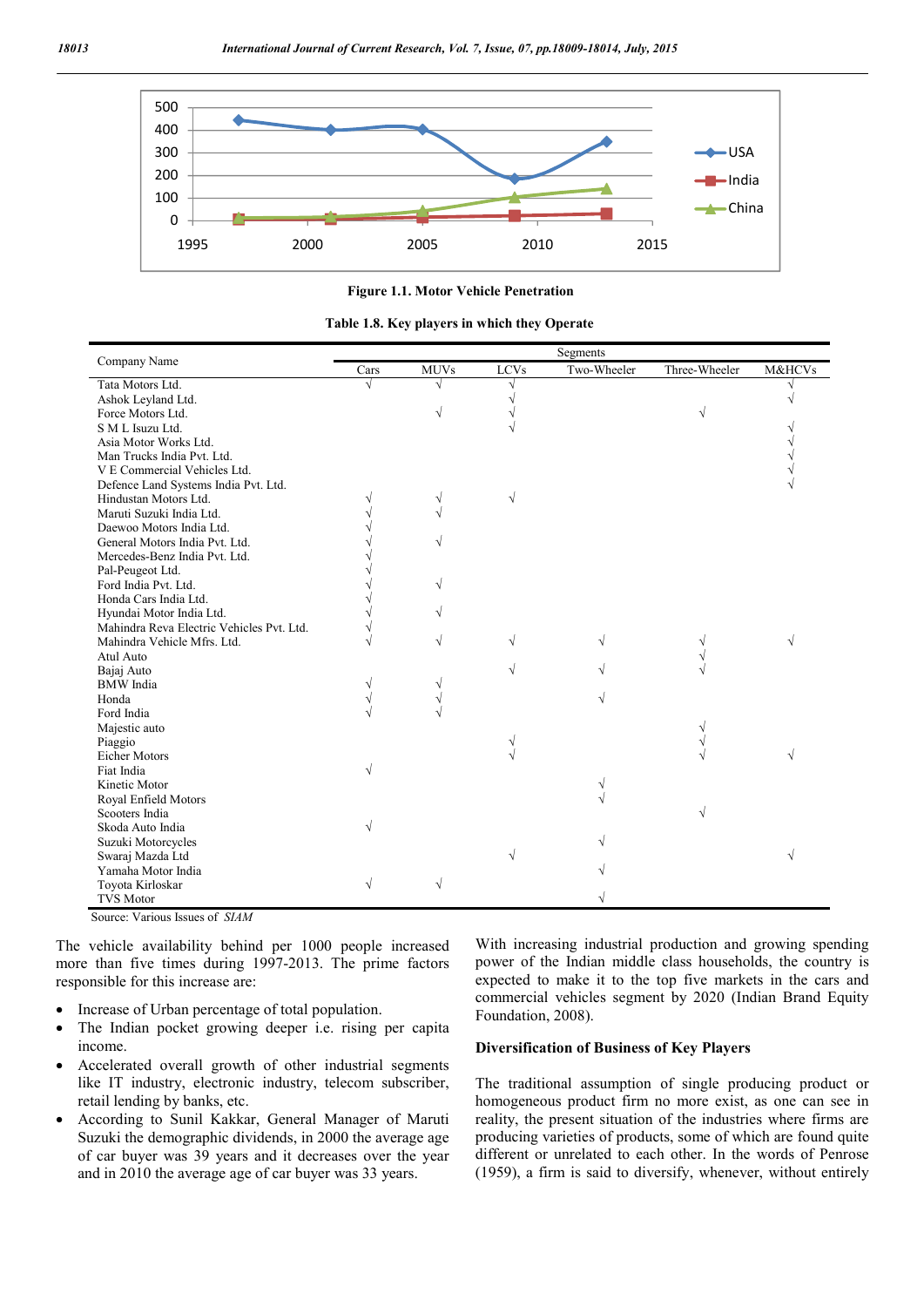Figure 1.1. Motor Vehicle Penetration

**Table 1.8. Key players in which they Operate**

| Company Name | Segments | | | | | |
|---|---|---|---|---|---|---|
| | Cars | MUVs | LCVs | Two-Wheeler | Three-Wheeler | M&HCVs |
| Tata Motors Ltd. | √ | √ | √ | | | √ |
| Ashok Leyland Ltd. | | | √ | | | √ |
| Force Motors Ltd. | | √ | √ | | √ | |
| S M L Isuzu Ltd. | | | √ | | | √ |
| Asia Motor Works Ltd. | | | | | | √ |
| Man Trucks India Pvt. Ltd. | | | | | | √ |
| V E Commercial Vehicles Ltd. | | | | | | √ |
| Defence Land Systems India Pvt. Ltd. | | | | | | √ |
| Hindustan Motors Ltd. | √ | √ | √ | | | |
| Maruti Suzuki India Ltd. | √ | √ | | | | |
| Daewoo Motors India Ltd. | √ | | | | | |
| General Motors India Pvt. Ltd. | √ | √ | | | | |
| Mercedes-Benz India Pvt. Ltd. | √ | | | | | |
| Pal-Peugeot Ltd. | √ | | | | | |
| Ford India Pvt. Ltd. | √ | √ | | | | |
| Honda Cars India Ltd. | √ | | | | | |
| Hyundai Motor India Ltd. | √ | √ | | | | |
| Mahindra Reva Electric Vehicles Pvt. Ltd. | √ | | | | | |
| Mahindra Vehicle Mfrs. Ltd. | √ | √ | √ | √ | √ | √ |
| Atul Auto | | | | | √ | |
| Bajaj Auto | | | √ | √ | √ | |
| BMW India | √ | √ | | | | |
| Honda | √ | √ | | √ | | |
| Ford India | √ | √ | | | | |
| Majestic auto | | | | | √ | |
| Piaggio | | | √ | | √ | |
| Eicher Motors | | | √ | | √ | √ |
| Fiat India | √ | | | | | |
| Kinetic Motor | | | | √ | | |
| Royal Enfield Motors | | | | √ | | |
| Scooters India | | | | | √ | |
| Skoda Auto India | √ | | | | | |
| Suzuki Motorcycles | | | | √ | | |
| Swaraj Mazda Ltd | | | √ | | | √ |
| Yamaha Motor India | | | | √ | | |
| Toyota Kirloskar | √ | √ | | | | |
| TVS Motor | | | | √ | | |

Source: Various Issues of *SIAM*

The vehicle availability behind per 1000 people increased more than five times during 1997-2013. The prime factors responsible for this increase are:

- Increase of Urban percentage of total population.
- The Indian pocket growing deeper i.e. rising per capita income.
- Accelerated overall growth of other industrial segments like IT industry, electronic industry, telecom subscriber, retail lending by banks, etc.
- According to Sunil Kakkar, General Manager of Maruti Suzuki the demographic dividends, in 2000 the average age of car buyer was 39 years and it decreases over the year and in 2010 the average age of car buyer was 33 years.

With increasing industrial production and growing spending power of the Indian middle class households, the country is expected to make it to the top five markets in the cars and commercial vehicles segment by 2020 (Indian Brand Equity Foundation, 2008).

**Diversification of Business of Key Players**

The traditional assumption of single producing product or homogeneous product firm no more exist, as one can see in reality, the present situation of the industries where firms are producing varieties of products, some of which are found quite different or unrelated to each other. In the words of Penrose (1959), a firm is said to diversify, whenever, without entirely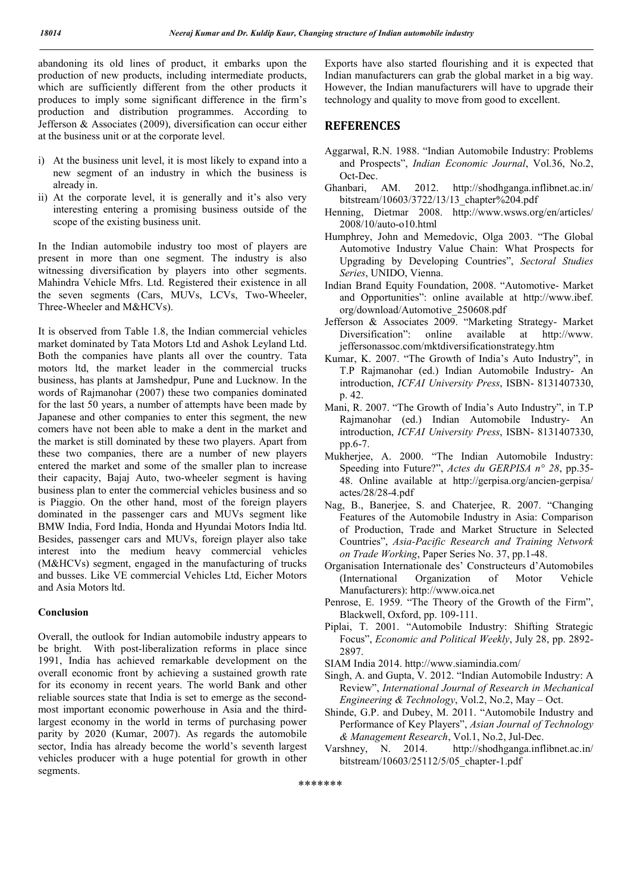abandoning its old lines of product, it embarks upon the production of new products, including intermediate products, which are sufficiently different from the other products it produces to imply some significant difference in the firm's production and distribution programmes. According to Jefferson & Associates (2009), diversification can occur either at the business unit or at the corporate level.

i) At the business unit level, it is most likely to expand into a new segment of an industry in which the business is already in.
ii) At the corporate level, it is generally and it's also very interesting entering a promising business outside of the scope of the existing business unit.

In the Indian automobile industry too most of players are present in more than one segment. The industry is also witnessing diversification by players into other segments. Mahindra Vehicle Mfrs. Ltd. Registered their existence in all the seven segments (Cars, MUVs, LCVs, Two-Wheeler, Three-Wheeler and M&HCVs).

It is observed from Table 1.8, the Indian commercial vehicles market dominated by Tata Motors Ltd and Ashok Leyland Ltd. Both the companies have plants all over the country. Tata motors ltd, the market leader in the commercial trucks business, has plants at Jamshedpur, Pune and Lucknow. In the words of Rajmanohar (2007) these two companies dominated for the last 50 years, a number of attempts have been made by Japanese and other companies to enter this segment, the new comers have not been able to make a dent in the market and the market is still dominated by these two players. Apart from these two companies, there are a number of new players entered the market and some of the smaller plan to increase their capacity, Bajaj Auto, two-wheeler segment is having business plan to enter the commercial vehicles business and so is Piaggio. On the other hand, most of the foreign players dominated in the passenger cars and MUVs segment like BMW India, Ford India, Honda and Hyundai Motors India ltd. Besides, passenger cars and MUVs, foreign player also take interest into the medium heavy commercial vehicles (M&HCVs) segment, engaged in the manufacturing of trucks and busses. Like VE commercial Vehicles Ltd, Eicher Motors and Asia Motors ltd.

### Conclusion

Overall, the outlook for Indian automobile industry appears to be bright. With post-liberalization reforms in place since 1991, India has achieved remarkable development on the overall economic front by achieving a sustained growth rate for its economy in recent years. The world Bank and other reliable sources state that India is set to emerge as the second-most important economic powerhouse in Asia and the third-largest economy in the world in terms of purchasing power parity by 2020 (Kumar, 2007). As regards the automobile sector, India has already become the world's seventh largest vehicles producer with a huge potential for growth in other segments. Exports have also started flourishing and it is expected that Indian manufacturers can grab the global market in a big way. However, the Indian manufacturers will have to upgrade their technology and quality to move from good to excellent.

## REFERENCES

Aggarwal, R.N. 1988. "Indian Automobile Industry: Problems and Prospects", *Indian Economic Journal*, Vol.36, No.2, Oct-Dec.

Ghanbari, AM. 2012. http://shodhganga.inflibnet.ac.in/bitstream/10603/3722/13/13_chapter%204.pdf

Henning, Dietmar 2008. http://www.wsws.org/en/articles/2008/10/auto-o10.html

Humphrey, John and Memedovic, Olga 2003. "The Global Automotive Industry Value Chain: What Prospects for Upgrading by Developing Countries", *Sectoral Studies Series*, UNIDO, Vienna.

Indian Brand Equity Foundation, 2008. "Automotive- Market and Opportunities": online available at http://www.ibef.org/download/Automotive_250608.pdf

Jefferson & Associates 2009. "Marketing Strategy- Market Diversification": online available at http://www.jeffersonassoc.com/mktdiversificationstrategy.htm

Kumar, K. 2007. "The Growth of India's Auto Industry", in T.P Rajmanohar (ed.) Indian Automobile Industry- An introduction, *ICFAI University Press*, ISBN- 8131407330, p. 42.

Mani, R. 2007. "The Growth of India's Auto Industry", in T.P Rajmanohar (ed.) Indian Automobile Industry- An introduction, *ICFAI University Press*, ISBN- 8131407330, pp.6-7.

Mukherjee, A. 2000. "The Indian Automobile Industry: Speeding into Future?", *Actes du GERPISA n° 28*, pp.35-48. Online available at http://gerpisa.org/ancien-gerpisa/actes/28/28-4.pdf

Nag, B., Banerjee, S. and Chaterjee, R. 2007. "Changing Features of the Automobile Industry in Asia: Comparison of Production, Trade and Market Structure in Selected Countries", *Asia-Pacific Research and Training Network on Trade Working*, Paper Series No. 37, pp.1-48.

Organisation Internationale des' Constructeurs d'Automobiles (International Organization of Motor Vehicle Manufacturers): http://www.oica.net

Penrose, E. 1959. "The Theory of the Growth of the Firm", Blackwell, Oxford, pp. 109-111.

Piplai, T. 2001. "Automobile Industry: Shifting Strategic Focus", *Economic and Political Weekly*, July 28, pp. 2892-2897.

SIAM India 2014. http://www.siamindia.com/

Singh, A. and Gupta, V. 2012. "Indian Automobile Industry: A Review", *International Journal of Research in Mechanical Engineering & Technology*, Vol.2, No.2, May – Oct.

Shinde, G.P. and Dubey, M. 2011. "Automobile Industry and Performance of Key Players", *Asian Journal of Technology & Management Research*, Vol.1, No.2, Jul-Dec.

Varshney, N. 2014. http://shodhganga.inflibnet.ac.in/bitstream/10603/25112/5/05_chapter-1.pdf

*******